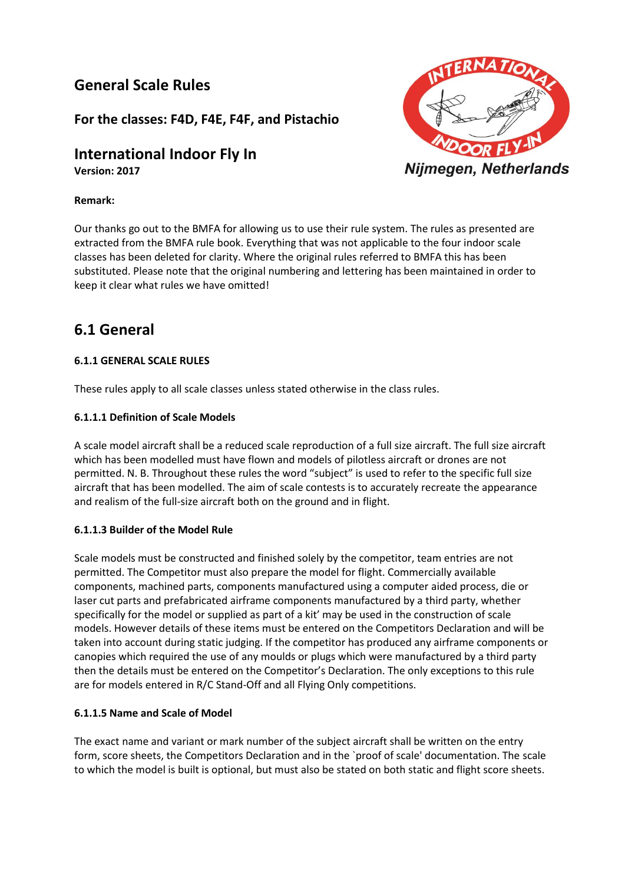## General Scale Rules

### For the classes: F4D, F4E, F4F, and Pistachio

## International Indoor Fly In

**Version: 2017**

International Indoor Fly-In
Nijmegen, Netherlands

**Remark:**

Our thanks go out to the BMFA for allowing us to use their rule system. The rules as presented are extracted from the BMFA rule book. Everything that was not applicable to the four indoor scale classes has been deleted for clarity. Where the original rules referred to BMFA this has been substituted. Please note that the original numbering and lettering has been maintained in order to keep it clear what rules we have omitted!

# 6.1 General

#### 6.1.1 GENERAL SCALE RULES

These rules apply to all scale classes unless stated otherwise in the class rules.

#### 6.1.1.1 Definition of Scale Models

A scale model aircraft shall be a reduced scale reproduction of a full size aircraft. The full size aircraft which has been modelled must have flown and models of pilotless aircraft or drones are not permitted. N. B. Throughout these rules the word "subject" is used to refer to the specific full size aircraft that has been modelled. The aim of scale contests is to accurately recreate the appearance and realism of the full-size aircraft both on the ground and in flight.

#### 6.1.1.3 Builder of the Model Rule

Scale models must be constructed and finished solely by the competitor, team entries are not permitted. The Competitor must also prepare the model for flight. Commercially available components, machined parts, components manufactured using a computer aided process, die or laser cut parts and prefabricated airframe components manufactured by a third party, whether specifically for the model or supplied as part of a kit' may be used in the construction of scale models. However details of these items must be entered on the Competitors Declaration and will be taken into account during static judging. If the competitor has produced any airframe components or canopies which required the use of any moulds or plugs which were manufactured by a third party then the details must be entered on the Competitor's Declaration. The only exceptions to this rule are for models entered in R/C Stand-Off and all Flying Only competitions.

#### 6.1.1.5 Name and Scale of Model

The exact name and variant or mark number of the subject aircraft shall be written on the entry form, score sheets, the Competitors Declaration and in the `proof of scale' documentation. The scale to which the model is built is optional, but must also be stated on both static and flight score sheets.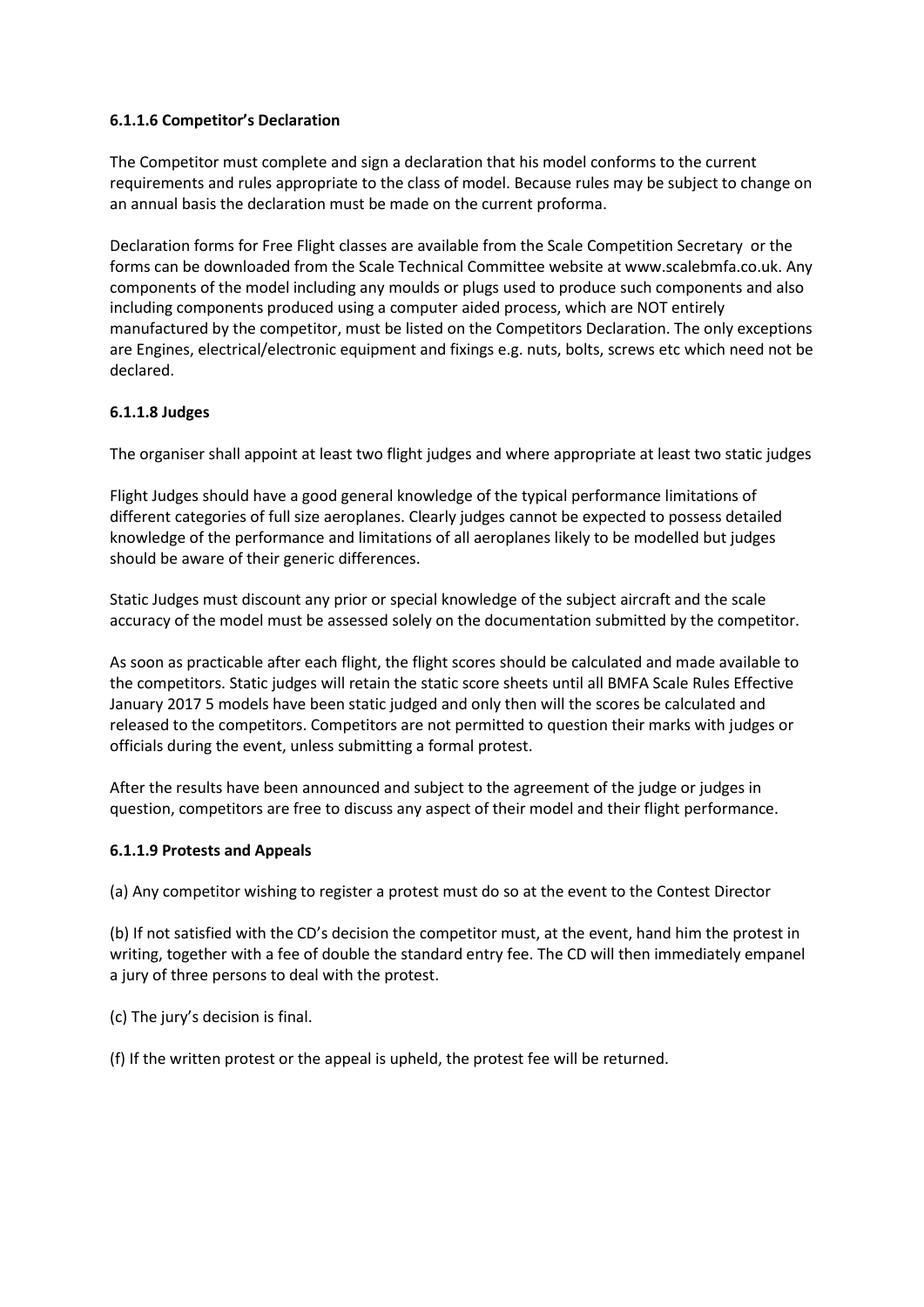### 6.1.1.6 Competitor's Declaration

The Competitor must complete and sign a declaration that his model conforms to the current requirements and rules appropriate to the class of model. Because rules may be subject to change on an annual basis the declaration must be made on the current proforma.

Declaration forms for Free Flight classes are available from the Scale Competition Secretary or the forms can be downloaded from the Scale Technical Committee website at www.scalebmfa.co.uk. Any components of the model including any moulds or plugs used to produce such components and also including components produced using a computer aided process, which are NOT entirely manufactured by the competitor, must be listed on the Competitors Declaration. The only exceptions are Engines, electrical/electronic equipment and fixings e.g. nuts, bolts, screws etc which need not be declared.

### 6.1.1.8 Judges

The organiser shall appoint at least two flight judges and where appropriate at least two static judges

Flight Judges should have a good general knowledge of the typical performance limitations of different categories of full size aeroplanes. Clearly judges cannot be expected to possess detailed knowledge of the performance and limitations of all aeroplanes likely to be modelled but judges should be aware of their generic differences.

Static Judges must discount any prior or special knowledge of the subject aircraft and the scale accuracy of the model must be assessed solely on the documentation submitted by the competitor.

As soon as practicable after each flight, the flight scores should be calculated and made available to the competitors. Static judges will retain the static score sheets until all BMFA Scale Rules Effective January 2017 5 models have been static judged and only then will the scores be calculated and released to the competitors. Competitors are not permitted to question their marks with judges or officials during the event, unless submitting a formal protest.

After the results have been announced and subject to the agreement of the judge or judges in question, competitors are free to discuss any aspect of their model and their flight performance.

### 6.1.1.9 Protests and Appeals

(a) Any competitor wishing to register a protest must do so at the event to the Contest Director

(b) If not satisfied with the CD's decision the competitor must, at the event, hand him the protest in writing, together with a fee of double the standard entry fee. The CD will then immediately empanel a jury of three persons to deal with the protest.

(c) The jury's decision is final.

(f) If the written protest or the appeal is upheld, the protest fee will be returned.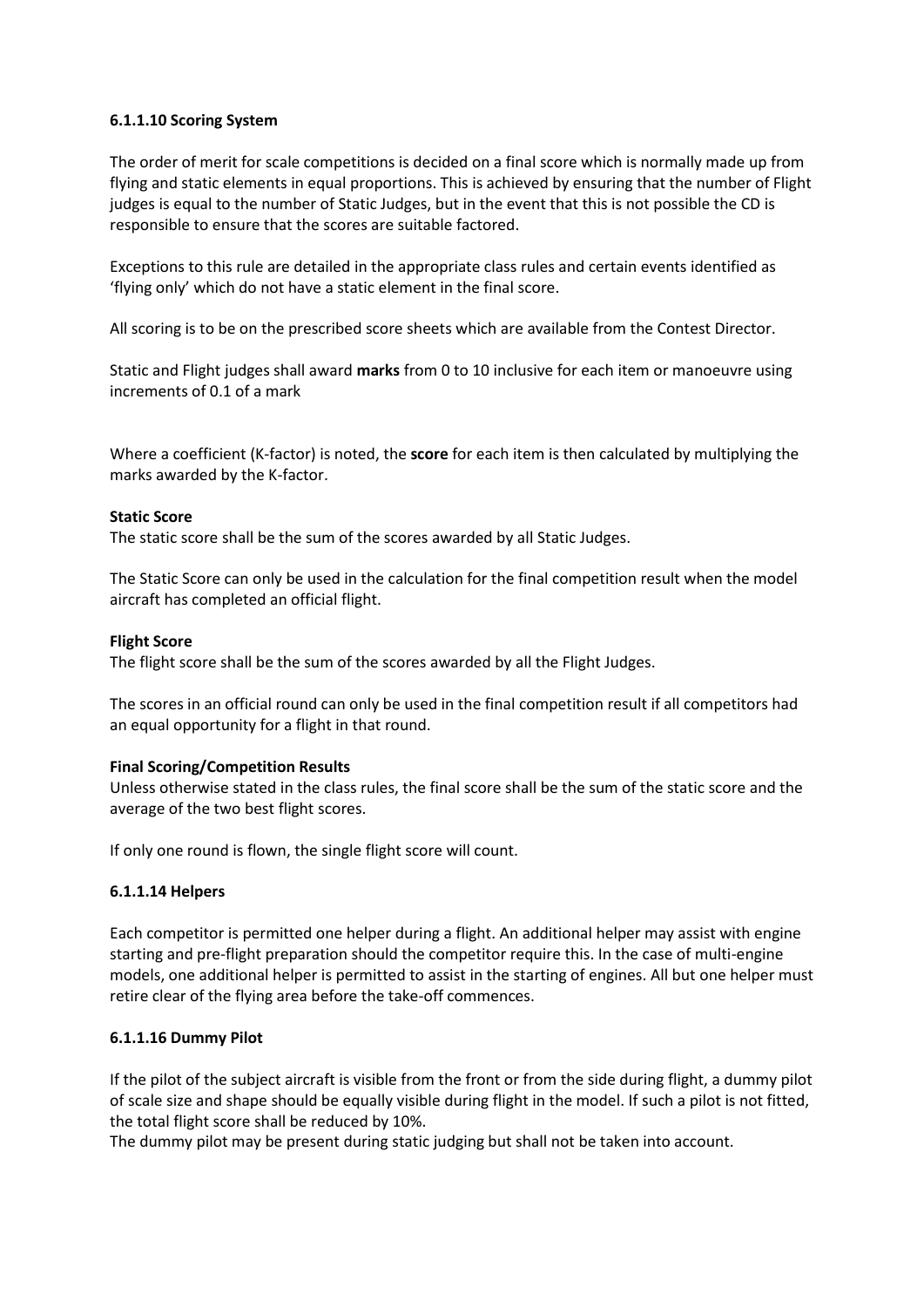### 6.1.1.10 Scoring System

The order of merit for scale competitions is decided on a final score which is normally made up from flying and static elements in equal proportions. This is achieved by ensuring that the number of Flight judges is equal to the number of Static Judges, but in the event that this is not possible the CD is responsible to ensure that the scores are suitable factored.

Exceptions to this rule are detailed in the appropriate class rules and certain events identified as 'flying only' which do not have a static element in the final score.

All scoring is to be on the prescribed score sheets which are available from the Contest Director.

Static and Flight judges shall award **marks** from 0 to 10 inclusive for each item or manoeuvre using increments of 0.1 of a mark

Where a coefficient (K-factor) is noted, the **score** for each item is then calculated by multiplying the marks awarded by the K-factor.

**Static Score**
The static score shall be the sum of the scores awarded by all Static Judges.

The Static Score can only be used in the calculation for the final competition result when the model aircraft has completed an official flight.

**Flight Score**
The flight score shall be the sum of the scores awarded by all the Flight Judges.

The scores in an official round can only be used in the final competition result if all competitors had an equal opportunity for a flight in that round.

**Final Scoring/Competition Results**
Unless otherwise stated in the class rules, the final score shall be the sum of the static score and the average of the two best flight scores.

If only one round is flown, the single flight score will count.

### 6.1.1.14 Helpers

Each competitor is permitted one helper during a flight. An additional helper may assist with engine starting and pre-flight preparation should the competitor require this. In the case of multi-engine models, one additional helper is permitted to assist in the starting of engines. All but one helper must retire clear of the flying area before the take-off commences.

### 6.1.1.16 Dummy Pilot

If the pilot of the subject aircraft is visible from the front or from the side during flight, a dummy pilot of scale size and shape should be equally visible during flight in the model. If such a pilot is not fitted, the total flight score shall be reduced by 10%.
The dummy pilot may be present during static judging but shall not be taken into account.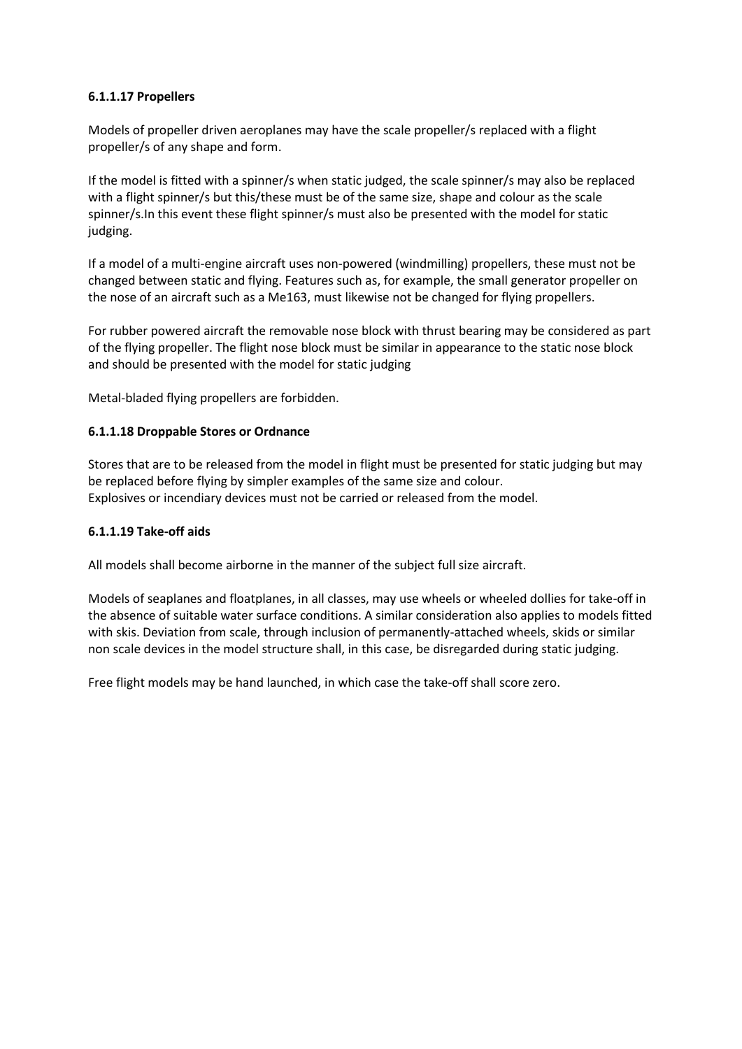#### 6.1.1.17 Propellers

Models of propeller driven aeroplanes may have the scale propeller/s replaced with a flight propeller/s of any shape and form.

If the model is fitted with a spinner/s when static judged, the scale spinner/s may also be replaced with a flight spinner/s but this/these must be of the same size, shape and colour as the scale spinner/s.In this event these flight spinner/s must also be presented with the model for static judging.

If a model of a multi-engine aircraft uses non-powered (windmilling) propellers, these must not be changed between static and flying. Features such as, for example, the small generator propeller on the nose of an aircraft such as a Me163, must likewise not be changed for flying propellers.

For rubber powered aircraft the removable nose block with thrust bearing may be considered as part of the flying propeller. The flight nose block must be similar in appearance to the static nose block and should be presented with the model for static judging

Metal-bladed flying propellers are forbidden.

#### 6.1.1.18 Droppable Stores or Ordnance

Stores that are to be released from the model in flight must be presented for static judging but may be replaced before flying by simpler examples of the same size and colour.
Explosives or incendiary devices must not be carried or released from the model.

#### 6.1.1.19 Take-off aids

All models shall become airborne in the manner of the subject full size aircraft.

Models of seaplanes and floatplanes, in all classes, may use wheels or wheeled dollies for take-off in the absence of suitable water surface conditions. A similar consideration also applies to models fitted with skis. Deviation from scale, through inclusion of permanently-attached wheels, skids or similar non scale devices in the model structure shall, in this case, be disregarded during static judging.

Free flight models may be hand launched, in which case the take-off shall score zero.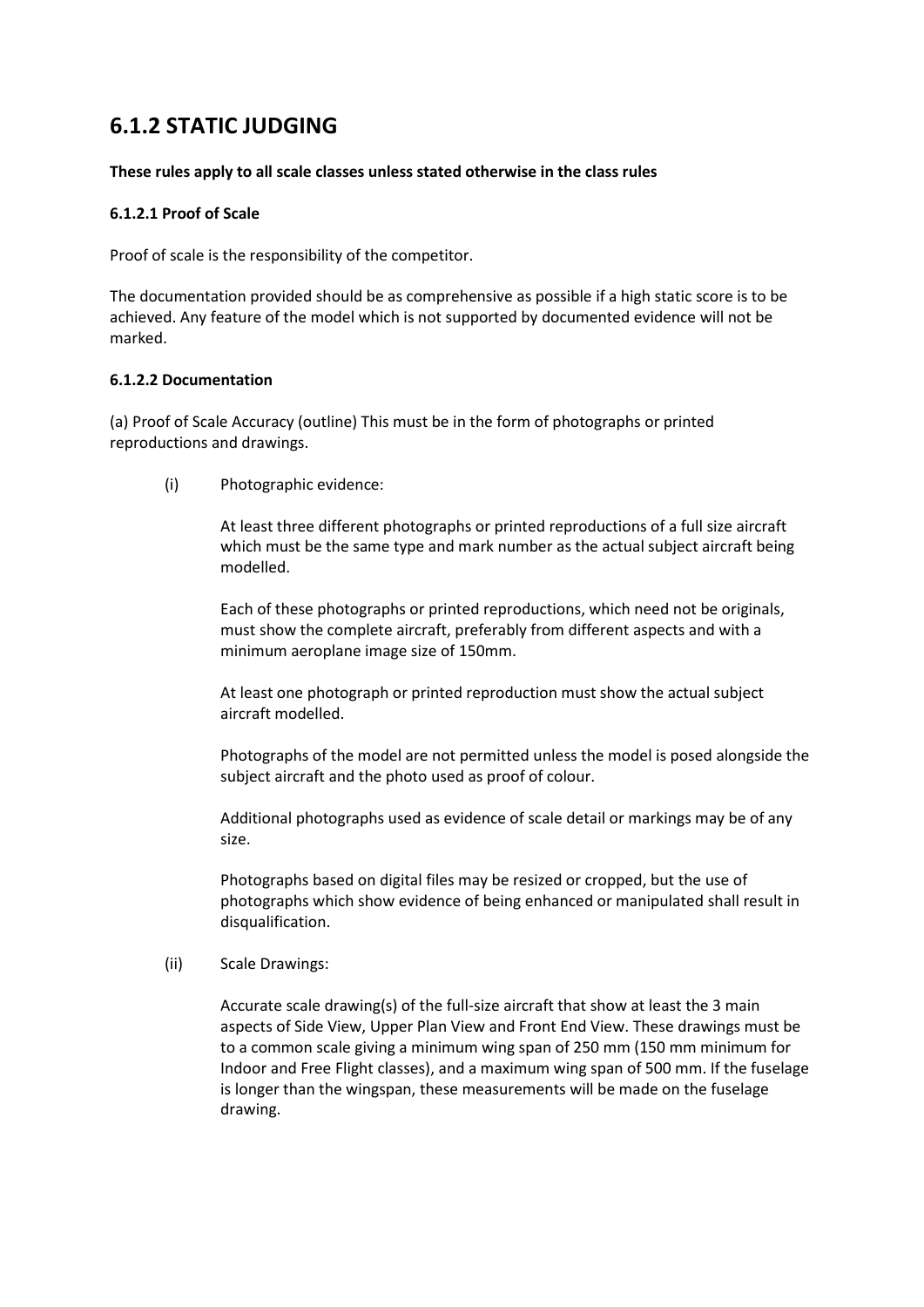## 6.1.2 STATIC JUDGING

**These rules apply to all scale classes unless stated otherwise in the class rules**

### 6.1.2.1 Proof of Scale

Proof of scale is the responsibility of the competitor.

The documentation provided should be as comprehensive as possible if a high static score is to be achieved. Any feature of the model which is not supported by documented evidence will not be marked.

### 6.1.2.2 Documentation

(a) Proof of Scale Accuracy (outline) This must be in the form of photographs or printed reproductions and drawings.

(i) Photographic evidence:

At least three different photographs or printed reproductions of a full size aircraft which must be the same type and mark number as the actual subject aircraft being modelled.

Each of these photographs or printed reproductions, which need not be originals, must show the complete aircraft, preferably from different aspects and with a minimum aeroplane image size of 150mm.

At least one photograph or printed reproduction must show the actual subject aircraft modelled.

Photographs of the model are not permitted unless the model is posed alongside the subject aircraft and the photo used as proof of colour.

Additional photographs used as evidence of scale detail or markings may be of any size.

Photographs based on digital files may be resized or cropped, but the use of photographs which show evidence of being enhanced or manipulated shall result in disqualification.

(ii) Scale Drawings:

Accurate scale drawing(s) of the full-size aircraft that show at least the 3 main aspects of Side View, Upper Plan View and Front End View. These drawings must be to a common scale giving a minimum wing span of 250 mm (150 mm minimum for Indoor and Free Flight classes), and a maximum wing span of 500 mm. If the fuselage is longer than the wingspan, these measurements will be made on the fuselage drawing.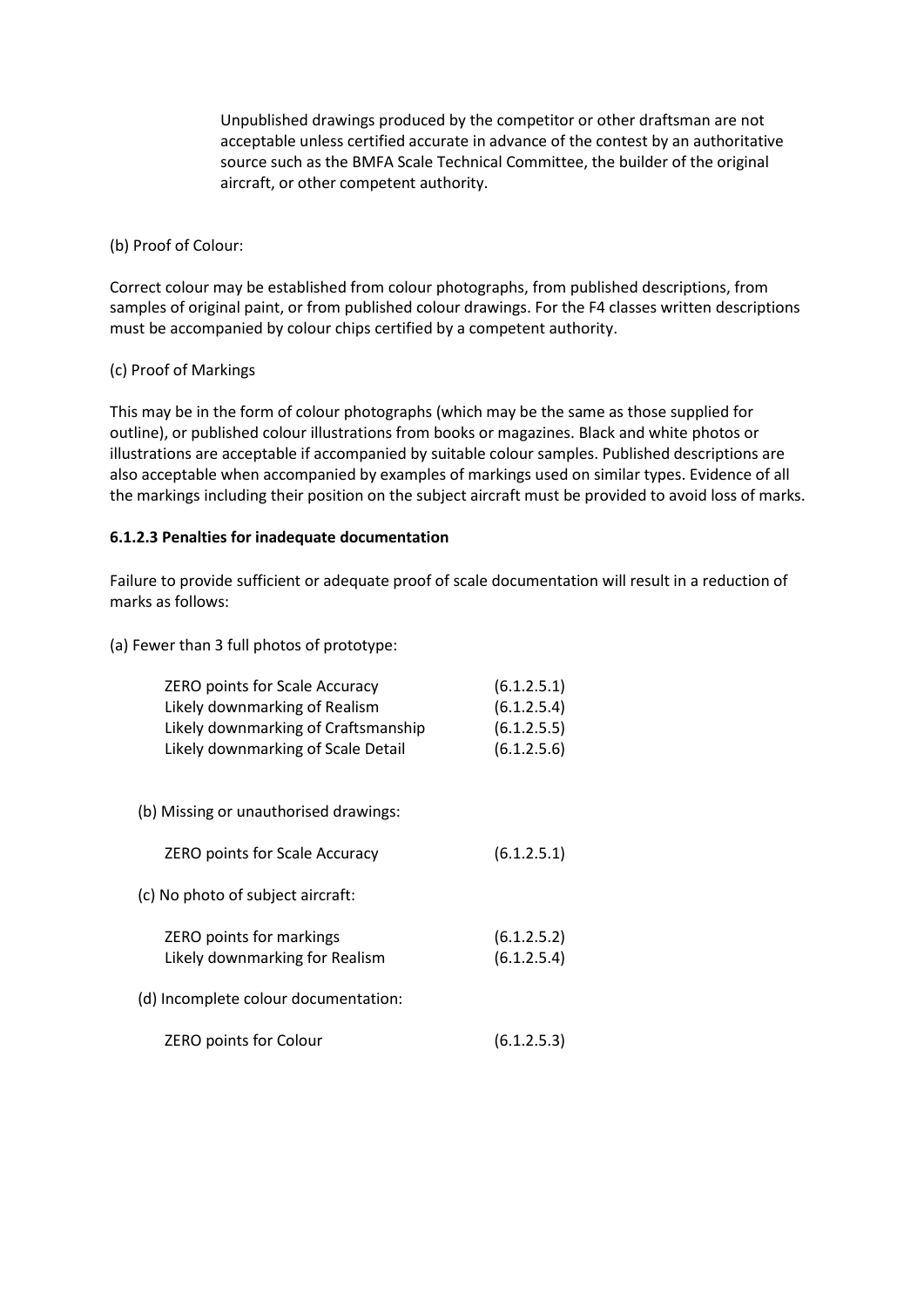Unpublished drawings produced by the competitor or other draftsman are not acceptable unless certified accurate in advance of the contest by an authoritative source such as the BMFA Scale Technical Committee, the builder of the original aircraft, or other competent authority.

(b) Proof of Colour:

Correct colour may be established from colour photographs, from published descriptions, from samples of original paint, or from published colour drawings. For the F4 classes written descriptions must be accompanied by colour chips certified by a competent authority.

(c) Proof of Markings

This may be in the form of colour photographs (which may be the same as those supplied for outline), or published colour illustrations from books or magazines. Black and white photos or illustrations are acceptable if accompanied by suitable colour samples. Published descriptions are also acceptable when accompanied by examples of markings used on similar types. Evidence of all the markings including their position on the subject aircraft must be provided to avoid loss of marks.

**6.1.2.3 Penalties for inadequate documentation**

Failure to provide sufficient or adequate proof of scale documentation will result in a reduction of marks as follows:

(a) Fewer than 3 full photos of prototype:

| | |
|---|---|
| ZERO points for Scale Accuracy | (6.1.2.5.1) |
| Likely downmarking of Realism | (6.1.2.5.4) |
| Likely downmarking of Craftsmanship | (6.1.2.5.5) |
| Likely downmarking of Scale Detail | (6.1.2.5.6) |

(b) Missing or unauthorised drawings:

| | |
|---|---|
| ZERO points for Scale Accuracy | (6.1.2.5.1) |

(c) No photo of subject aircraft:

| | |
|---|---|
| ZERO points for markings | (6.1.2.5.2) |
| Likely downmarking for Realism | (6.1.2.5.4) |

(d) Incomplete colour documentation:

| | |
|---|---|
| ZERO points for Colour | (6.1.2.5.3) |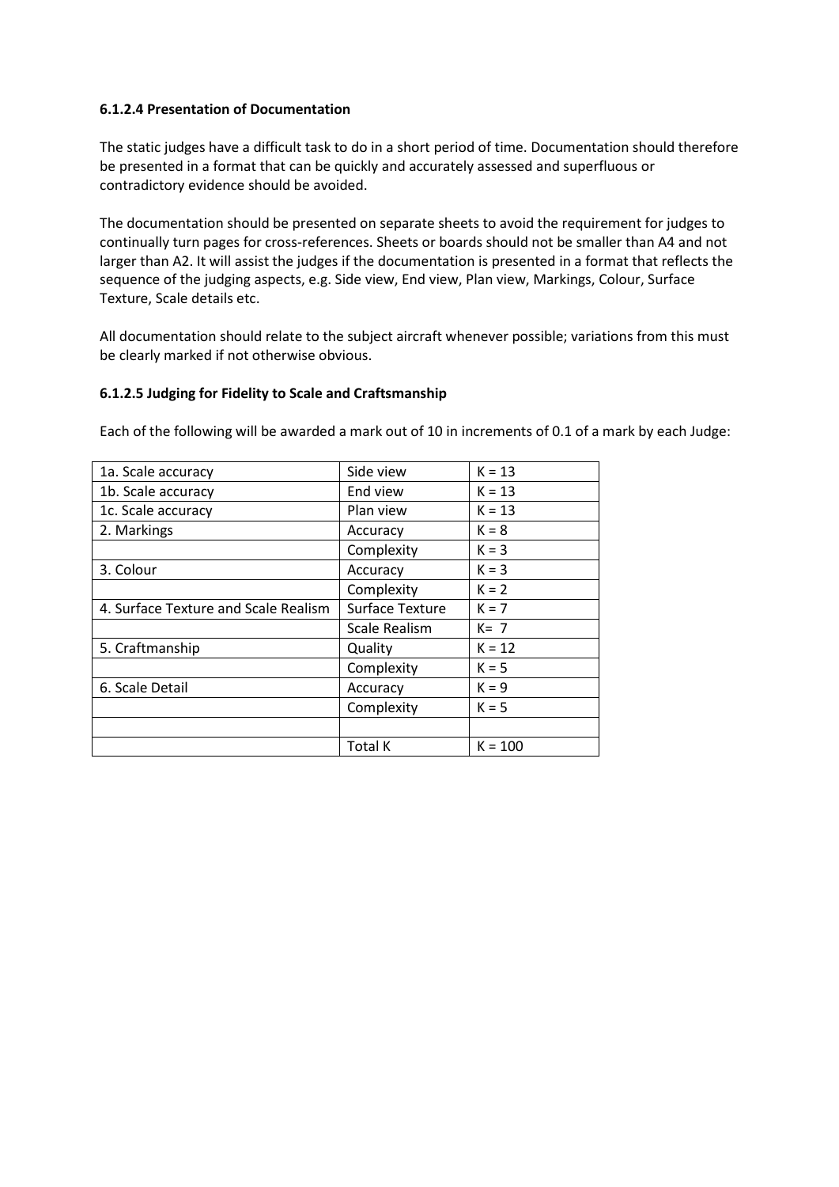#### 6.1.2.4 Presentation of Documentation

The static judges have a difficult task to do in a short period of time. Documentation should therefore be presented in a format that can be quickly and accurately assessed and superfluous or contradictory evidence should be avoided.

The documentation should be presented on separate sheets to avoid the requirement for judges to continually turn pages for cross-references. Sheets or boards should not be smaller than A4 and not larger than A2. It will assist the judges if the documentation is presented in a format that reflects the sequence of the judging aspects, e.g. Side view, End view, Plan view, Markings, Colour, Surface Texture, Scale details etc.

All documentation should relate to the subject aircraft whenever possible; variations from this must be clearly marked if not otherwise obvious.

#### 6.1.2.5 Judging for Fidelity to Scale and Craftsmanship

Each of the following will be awarded a mark out of 10 in increments of 0.1 of a mark by each Judge:

| | | |
|---|---|---|
| 1a. Scale accuracy | Side view | K = 13 |
| 1b. Scale accuracy | End view | K = 13 |
| 1c. Scale accuracy | Plan view | K = 13 |
| 2. Markings | Accuracy | K = 8 |
| | Complexity | K = 3 |
| 3. Colour | Accuracy | K = 3 |
| | Complexity | K = 2 |
| 4. Surface Texture and Scale Realism | Surface Texture | K = 7 |
| | Scale Realism | K= 7 |
| 5. Craftmanship | Quality | K = 12 |
| | Complexity | K = 5 |
| 6. Scale Detail | Accuracy | K = 9 |
| | Complexity | K = 5 |
| | | |
| | Total K | K = 100 |